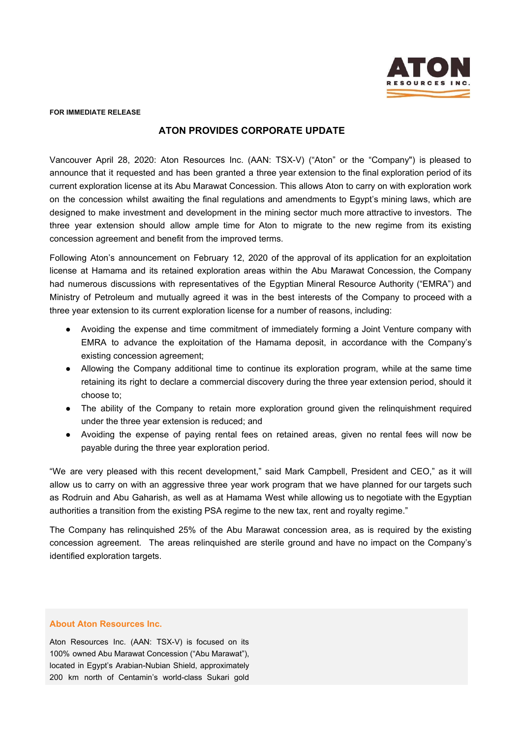**FOR IMMEDIATE RELEASE**

# ATON PROVIDES CORPORATE UPDATE

Vancouver April 28, 2020: Aton Resources Inc. (AAN: TSX-V) ("Aton" or the "Company") is pleased to announce that it requested and has been granted a three year extension to the final exploration period of its current exploration license at its Abu Marawat Concession. This allows Aton to carry on with exploration work on the concession whilst awaiting the final regulations and amendments to Egypt's mining laws, which are designed to make investment and development in the mining sector much more attractive to investors. The three year extension should allow ample time for Aton to migrate to the new regime from its existing concession agreement and benefit from the improved terms.

Following Aton's announcement on February 12, 2020 of the approval of its application for an exploitation license at Hamama and its retained exploration areas within the Abu Marawat Concession, the Company had numerous discussions with representatives of the Egyptian Mineral Resource Authority ("EMRA") and Ministry of Petroleum and mutually agreed it was in the best interests of the Company to proceed with a three year extension to its current exploration license for a number of reasons, including:

- Avoiding the expense and time commitment of immediately forming a Joint Venture company with EMRA to advance the exploitation of the Hamama deposit, in accordance with the Company's existing concession agreement;
- Allowing the Company additional time to continue its exploration program, while at the same time retaining its right to declare a commercial discovery during the three year extension period, should it choose to;
- The ability of the Company to retain more exploration ground given the relinquishment required under the three year extension is reduced; and
- Avoiding the expense of paying rental fees on retained areas, given no rental fees will now be payable during the three year exploration period.

"We are very pleased with this recent development," said Mark Campbell, President and CEO," as it will allow us to carry on with an aggressive three year work program that we have planned for our targets such as Rodruin and Abu Gaharish, as well as at Hamama West while allowing us to negotiate with the Egyptian authorities a transition from the existing PSA regime to the new tax, rent and royalty regime."

The Company has relinquished 25% of the Abu Marawat concession area, as is required by the existing concession agreement. The areas relinquished are sterile ground and have no impact on the Company's identified exploration targets.

### About Aton Resources Inc.

Aton Resources Inc. (AAN: TSX-V) is focused on its 100% owned Abu Marawat Concession ("Abu Marawat"), located in Egypt's Arabian-Nubian Shield, approximately 200 km north of Centamin's world-class Sukari gold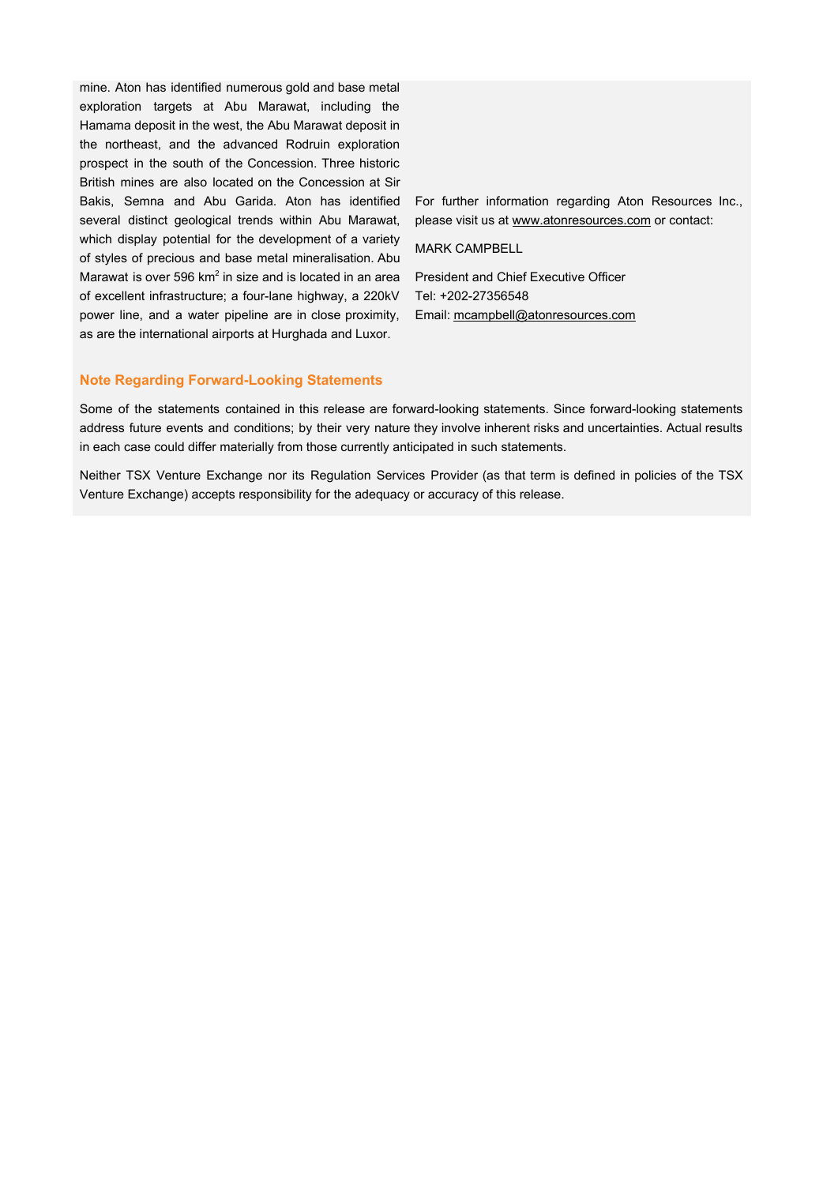mine. Aton has identified numerous gold and base metal exploration targets at Abu Marawat, including the Hamama deposit in the west, the Abu Marawat deposit in the northeast, and the advanced Rodruin exploration prospect in the south of the Concession. Three historic British mines are also located on the Concession at Sir Bakis, Semna and Abu Garida. Aton has identified several distinct geological trends within Abu Marawat, which display potential for the development of a variety of styles of precious and base metal mineralisation. Abu Marawat is over 596 $km^2$ in size and is located in an area of excellent infrastructure; a four-lane highway, a 220kV power line, and a water pipeline are in close proximity, as are the international airports at Hurghada and Luxor.

For further information regarding Aton Resources Inc., please visit us at www.atonresources.com or contact:

MARK CAMPBELL

President and Chief Executive Officer
Tel: +202-27356548
Email: mcampbell@atonresources.com

### Note Regarding Forward-Looking Statements

Some of the statements contained in this release are forward-looking statements. Since forward-looking statements address future events and conditions; by their very nature they involve inherent risks and uncertainties. Actual results in each case could differ materially from those currently anticipated in such statements.

Neither TSX Venture Exchange nor its Regulation Services Provider (as that term is defined in policies of the TSX Venture Exchange) accepts responsibility for the adequacy or accuracy of this release.